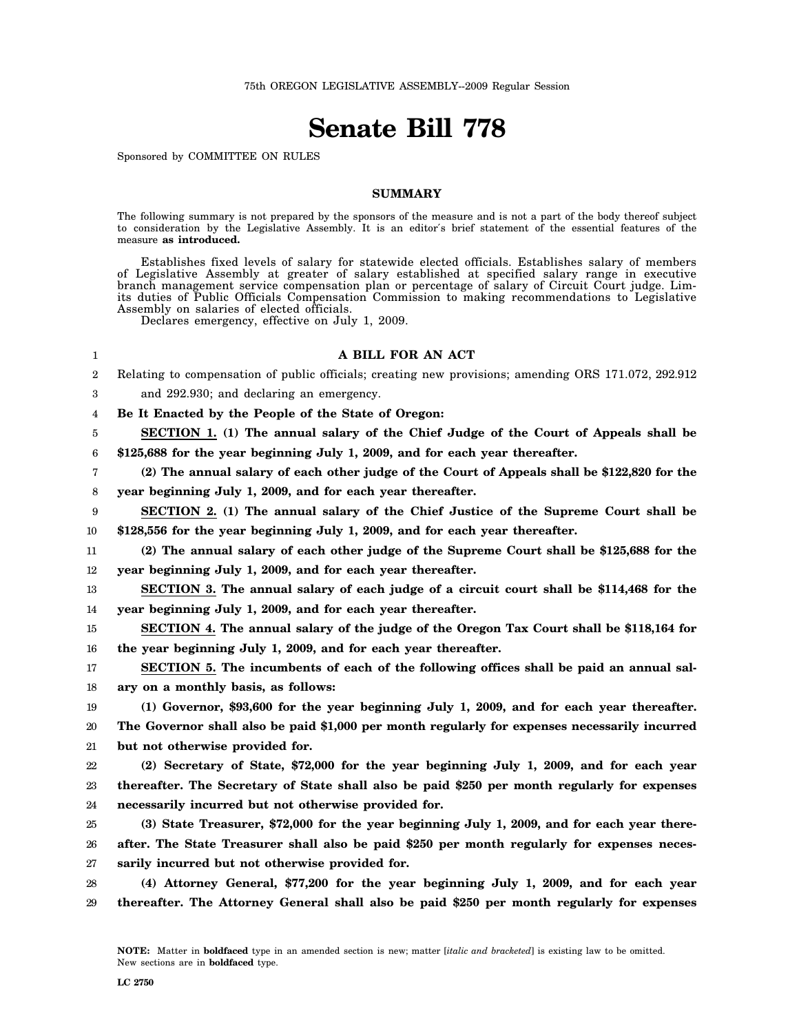75th OREGON LEGISLATIVE ASSEMBLY--2009 Regular Session

# Senate Bill 778

Sponsored by COMMITTEE ON RULES

## SUMMARY

The following summary is not prepared by the sponsors of the measure and is not a part of the body thereof subject to consideration by the Legislative Assembly. It is an editor's brief statement of the essential features of the measure **as introduced.**

Establishes fixed levels of salary for statewide elected officials. Establishes salary of members of Legislative Assembly at greater of salary established at specified salary range in executive branch management service compensation plan or percentage of salary of Circuit Court judge. Limits duties of Public Officials Compensation Commission to making recommendations to Legislative Assembly on salaries of elected officials.

Declares emergency, effective on July 1, 2009.

### A BILL FOR AN ACT

Relating to compensation of public officials; creating new provisions; amending ORS 171.072, 292.912 and 292.930; and declaring an emergency.

**Be It Enacted by the People of the State of Oregon:**

**SECTION 1. (1) The annual salary of the Chief Judge of the Court of Appeals shall be $125,688 for the year beginning July 1, 2009, and for each year thereafter.**

**(2) The annual salary of each other judge of the Court of Appeals shall be $122,820 for the year beginning July 1, 2009, and for each year thereafter.**

**SECTION 2. (1) The annual salary of the Chief Justice of the Supreme Court shall be $128,556 for the year beginning July 1, 2009, and for each year thereafter.**

**(2) The annual salary of each other judge of the Supreme Court shall be $125,688 for the year beginning July 1, 2009, and for each year thereafter.**

**SECTION 3. The annual salary of each judge of a circuit court shall be $114,468 for the year beginning July 1, 2009, and for each year thereafter.**

**SECTION 4. The annual salary of the judge of the Oregon Tax Court shall be $118,164 for the year beginning July 1, 2009, and for each year thereafter.**

**SECTION 5. The incumbents of each of the following offices shall be paid an annual salary on a monthly basis, as follows:**

**(1) Governor, $93,600 for the year beginning July 1, 2009, and for each year thereafter. The Governor shall also be paid $1,000 per month regularly for expenses necessarily incurred but not otherwise provided for.**

**(2) Secretary of State, $72,000 for the year beginning July 1, 2009, and for each year thereafter. The Secretary of State shall also be paid $250 per month regularly for expenses necessarily incurred but not otherwise provided for.**

**(3) State Treasurer, $72,000 for the year beginning July 1, 2009, and for each year thereafter. The State Treasurer shall also be paid $250 per month regularly for expenses necessarily incurred but not otherwise provided for.**

**(4) Attorney General, $77,200 for the year beginning July 1, 2009, and for each year thereafter. The Attorney General shall also be paid $250 per month regularly for expenses**

**NOTE:** Matter in **boldfaced** type in an amended section is new; matter [*italic and bracketed*] is existing law to be omitted. New sections are in **boldfaced** type.

**LC 2750**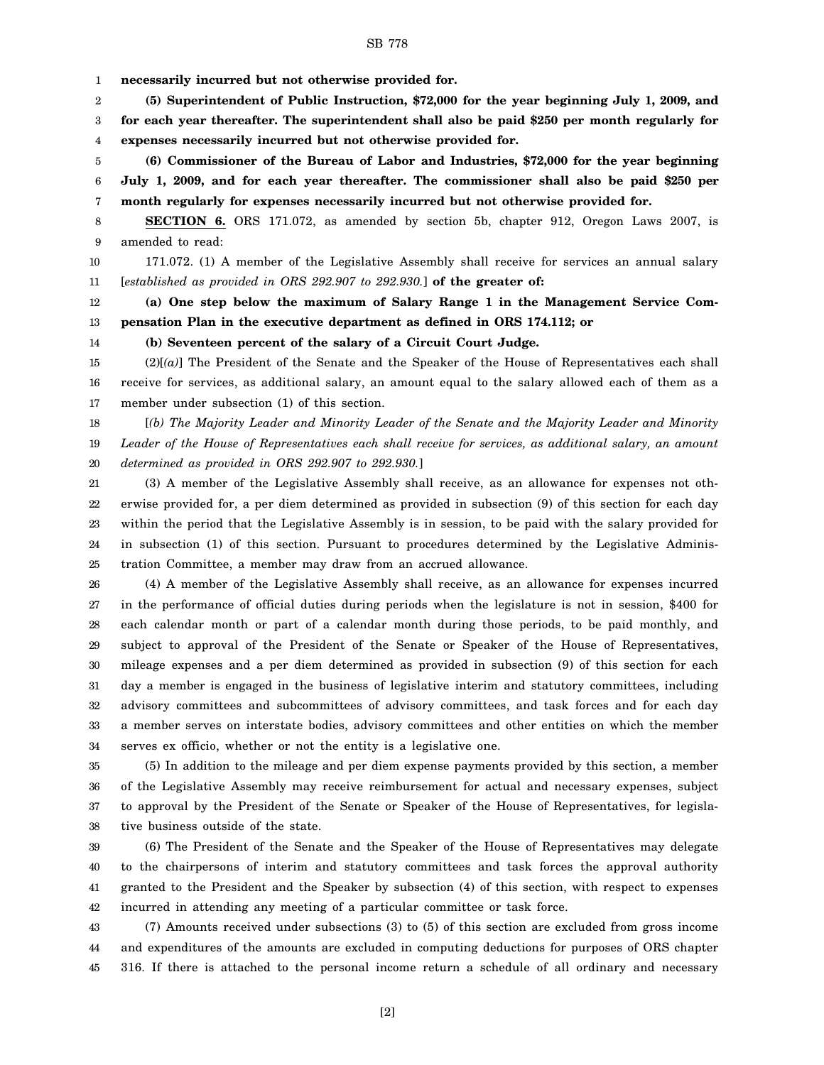**necessarily incurred but not otherwise provided for.**

**(5) Superintendent of Public Instruction, $72,000 for the year beginning July 1, 2009, and for each year thereafter. The superintendent shall also be paid $250 per month regularly for expenses necessarily incurred but not otherwise provided for.**

**(6) Commissioner of the Bureau of Labor and Industries, $72,000 for the year beginning July 1, 2009, and for each year thereafter. The commissioner shall also be paid $250 per month regularly for expenses necessarily incurred but not otherwise provided for.**

**SECTION 6.** ORS 171.072, as amended by section 5b, chapter 912, Oregon Laws 2007, is amended to read:

171.072. (1) A member of the Legislative Assembly shall receive for services an annual salary [*established as provided in ORS 292.907 to 292.930.*] **of the greater of:**

**(a) One step below the maximum of Salary Range 1 in the Management Service Compensation Plan in the executive department as defined in ORS 174.112; or**

**(b) Seventeen percent of the salary of a Circuit Court Judge.**

(2)[*(a)*] The President of the Senate and the Speaker of the House of Representatives each shall receive for services, as additional salary, an amount equal to the salary allowed each of them as a member under subsection (1) of this section.

[*(b) The Majority Leader and Minority Leader of the Senate and the Majority Leader and Minority Leader of the House of Representatives each shall receive for services, as additional salary, an amount determined as provided in ORS 292.907 to 292.930.*]

(3) A member of the Legislative Assembly shall receive, as an allowance for expenses not otherwise provided for, a per diem determined as provided in subsection (9) of this section for each day within the period that the Legislative Assembly is in session, to be paid with the salary provided for in subsection (1) of this section. Pursuant to procedures determined by the Legislative Administration Committee, a member may draw from an accrued allowance.

(4) A member of the Legislative Assembly shall receive, as an allowance for expenses incurred in the performance of official duties during periods when the legislature is not in session, $400 for each calendar month or part of a calendar month during those periods, to be paid monthly, and subject to approval of the President of the Senate or Speaker of the House of Representatives, mileage expenses and a per diem determined as provided in subsection (9) of this section for each day a member is engaged in the business of legislative interim and statutory committees, including advisory committees and subcommittees of advisory committees, and task forces and for each day a member serves on interstate bodies, advisory committees and other entities on which the member serves ex officio, whether or not the entity is a legislative one.

(5) In addition to the mileage and per diem expense payments provided by this section, a member of the Legislative Assembly may receive reimbursement for actual and necessary expenses, subject to approval by the President of the Senate or Speaker of the House of Representatives, for legislative business outside of the state.

(6) The President of the Senate and the Speaker of the House of Representatives may delegate to the chairpersons of interim and statutory committees and task forces the approval authority granted to the President and the Speaker by subsection (4) of this section, with respect to expenses incurred in attending any meeting of a particular committee or task force.

(7) Amounts received under subsections (3) to (5) of this section are excluded from gross income and expenditures of the amounts are excluded in computing deductions for purposes of ORS chapter 316. If there is attached to the personal income return a schedule of all ordinary and necessary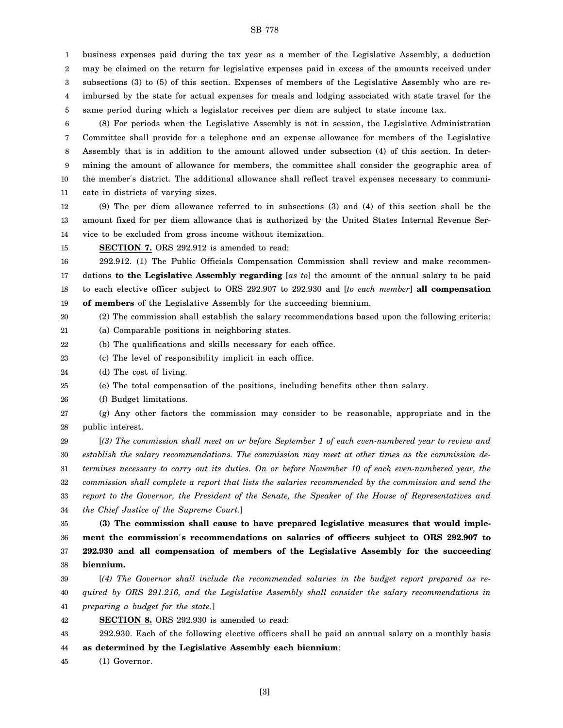business expenses paid during the tax year as a member of the Legislative Assembly, a deduction may be claimed on the return for legislative expenses paid in excess of the amounts received under subsections (3) to (5) of this section. Expenses of members of the Legislative Assembly who are reimbursed by the state for actual expenses for meals and lodging associated with state travel for the same period during which a legislator receives per diem are subject to state income tax.

(8) For periods when the Legislative Assembly is not in session, the Legislative Administration Committee shall provide for a telephone and an expense allowance for members of the Legislative Assembly that is in addition to the amount allowed under subsection (4) of this section. In determining the amount of allowance for members, the committee shall consider the geographic area of the member's district. The additional allowance shall reflect travel expenses necessary to communicate in districts of varying sizes.

(9) The per diem allowance referred to in subsections (3) and (4) of this section shall be the amount fixed for per diem allowance that is authorized by the United States Internal Revenue Service to be excluded from gross income without itemization.

**SECTION 7.** ORS 292.912 is amended to read:

292.912. (1) The Public Officials Compensation Commission shall review and make recommendations **to the Legislative Assembly regarding** [*as to*] the amount of the annual salary to be paid to each elective officer subject to ORS 292.907 to 292.930 and [*to each member*] **all compensation of members** of the Legislative Assembly for the succeeding biennium.

(2) The commission shall establish the salary recommendations based upon the following criteria:

(a) Comparable positions in neighboring states.

(b) The qualifications and skills necessary for each office.

(c) The level of responsibility implicit in each office.

(d) The cost of living.

(e) The total compensation of the positions, including benefits other than salary.

(f) Budget limitations.

(g) Any other factors the commission may consider to be reasonable, appropriate and in the public interest.

[*(3) The commission shall meet on or before September 1 of each even-numbered year to review and establish the salary recommendations. The commission may meet at other times as the commission determines necessary to carry out its duties. On or before November 10 of each even-numbered year, the commission shall complete a report that lists the salaries recommended by the commission and send the report to the Governor, the President of the Senate, the Speaker of the House of Representatives and the Chief Justice of the Supreme Court.*]

**(3) The commission shall cause to have prepared legislative measures that would implement the commission's recommendations on salaries of officers subject to ORS 292.907 to 292.930 and all compensation of members of the Legislative Assembly for the succeeding biennium.**

[*(4) The Governor shall include the recommended salaries in the budget report prepared as required by ORS 291.216, and the Legislative Assembly shall consider the salary recommendations in preparing a budget for the state.*]

**SECTION 8.** ORS 292.930 is amended to read:

292.930. Each of the following elective officers shall be paid an annual salary on a monthly basis **as determined by the Legislative Assembly each biennium**:

(1) Governor.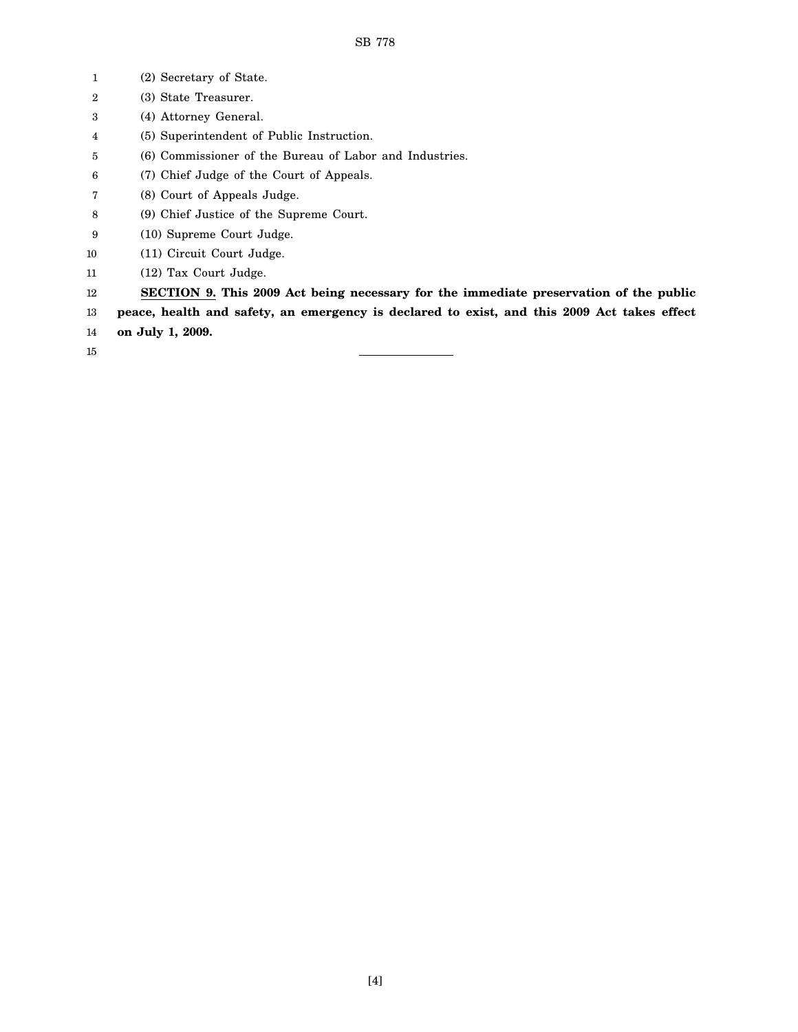(2) Secretary of State.

(3) State Treasurer.

(4) Attorney General.

(5) Superintendent of Public Instruction.

(6) Commissioner of the Bureau of Labor and Industries.

(7) Chief Judge of the Court of Appeals.

(8) Court of Appeals Judge.

(9) Chief Justice of the Supreme Court.

(10) Supreme Court Judge.

(11) Circuit Court Judge.

(12) Tax Court Judge.

**SECTION 9. This 2009 Act being necessary for the immediate preservation of the public peace, health and safety, an emergency is declared to exist, and this 2009 Act takes effect on July 1, 2009.**